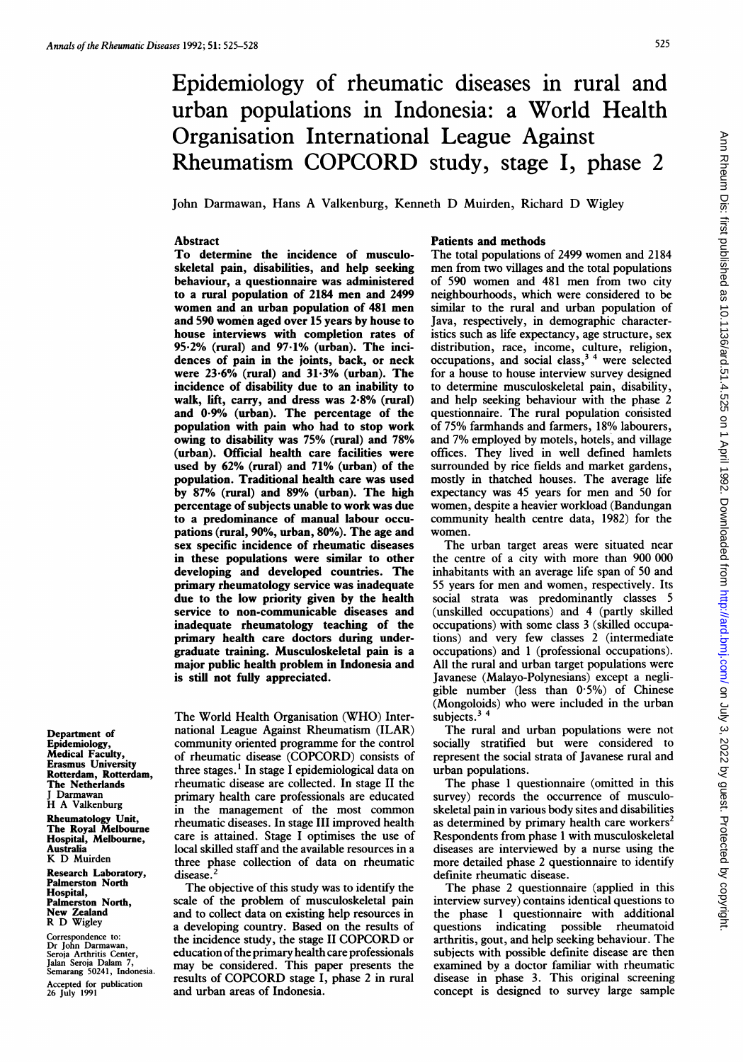# Epidemiology of rheumatic diseases in rural and urban populations in Indonesia: a World Health Organisation International League Against Rheumatism COPCORD study, stage I, phase 2

John Darmawan, Hans A Valkenburg, Kenneth D Muirden, Richard D Wigley

## Abstract

To determine the incidence of musculoskeletal pain, disabilities, and help seeking behaviour, a questionnaire was administered to a rural population of 2184 men and 2499 women and an urban population of 481 men and 590 women aged over 15 years by house to house interviews with completion rates of 95·2% (rural) and 97·1% (urban). The incidences of pain in the joints, back, or neck were 23·6% (rural) and 31·3% (urban). The incidence of disability due to an inability to walk, lift, carry, and dress was 2·8% (rural) and 0·9% (urban). The percentage of the population with pain who had to stop work owing to disability was 75% (rural) and 78% (urban). Official health care facilities were used by 62% (rural) and 71% (urban) of the population. Traditional health care was used by 87% (rural) and 89% (urban). The high percentage of subjects unable to work was due to a predominance of manual labour occupations (rural, 90%, urban, 80%). The age and sex specific incidence of rheumatic diseases in these populations were similar to other developing and developed countries. The primary rheumatology service was inadequate due to the low priority given by the health service to non-communicable diseases and inadequate rheumatology teaching of the primary health care doctors during undergraduate training. Musculoskeletal pain is a major public health problem in Indonesia and is still not fully appreciated.

The World Health Organisation (WHO) International League Against Rheumatism (ILAR) community oriented programme for the control of rheumatic disease (COPCORD) consists of three stages.[1] In stage I epidemiological data on rheumatic disease are collected. In stage II the primary health care professionals are educated in the management of the most common rheumatic diseases. In stage III improved health care is attained. Stage I optimises the use of local skilled staff and the available resources in a three phase collection of data on rheumatic disease.[2]

The objective of this study was to identify the scale of the problem of musculoskeletal pain and to collect data on existing help resources in a developing country. Based on the results of the incidence study, the stage II COPCORD or education of the primary health care professionals may be considered. This paper presents the results of COPCORD stage I, phase 2 in rural and urban areas of Indonesia.

## Patients and methods

The total populations of 2499 women and 2184 men from two villages and the total populations of 590 women and 481 men from two city neighbourhoods, which were considered to be similar to the rural and urban population of Java, respectively, in demographic characteristics such as life expectancy, age structure, sex distribution, race, income, culture, religion, occupations, and social class,[3,4] were selected for a house to house interview survey designed to determine musculoskeletal pain, disability, and help seeking behaviour with the phase 2 questionnaire. The rural population consisted of 75% farmhands and farmers, 18% labourers, and 7% employed by motels, hotels, and village offices. They lived in well defined hamlets surrounded by rice fields and market gardens, mostly in thatched houses. The average life expectancy was 45 years for men and 50 for women, despite a heavier workload (Bandungan community health centre data, 1982) for the women.

The urban target areas were situated near the centre of a city with more than 900 000 inhabitants with an average life span of 50 and 55 years for men and women, respectively. Its social strata was predominantly classes 5 (unskilled occupations) and 4 (partly skilled occupations) with some class 3 (skilled occupations) and very few classes 2 (intermediate occupations) and 1 (professional occupations). All the rural and urban target populations were Javanese (Malayo-Polynesians) except a negligible number (less than 0·5%) of Chinese (Mongoloids) who were included in the urban subjects.[3,4]

The rural and urban populations were not socially stratified but were considered to represent the social strata of Javanese rural and urban populations.

The phase 1 questionnaire (omitted in this survey) records the occurrence of musculoskeletal pain in various body sites and disabilities as determined by primary health care workers[2] Respondents from phase 1 with musculoskeletal diseases are interviewed by a nurse using the more detailed phase 2 questionnaire to identify definite rheumatic disease.

The phase 2 questionnaire (applied in this interview survey) contains identical questions to the phase 1 questionnaire with additional questions indicating possible rheumatoid arthritis, gout, and help seeking behaviour. The subjects with possible definite disease are then examined by a doctor familiar with rheumatic disease in phase 3. This original screening concept is designed to survey large sample

Department of Epidemiology, Medical Faculty, Erasmus University Rotterdam, Rotterdam, The Netherlands
J Darmawan
H A Valkenburg

Rheumatology Unit, The Royal Melbourne Hospital, Melbourne, Australia
K D Muirden

Research Laboratory, Palmerston North Hospital, Palmerston North, New Zealand
R D Wigley

Correspondence to: Dr John Darmawan, Seroja Arthritis Center, Jalan Seroja Dalam 7, Semarang 50241, Indonesia.

Accepted for publication 26 July 1991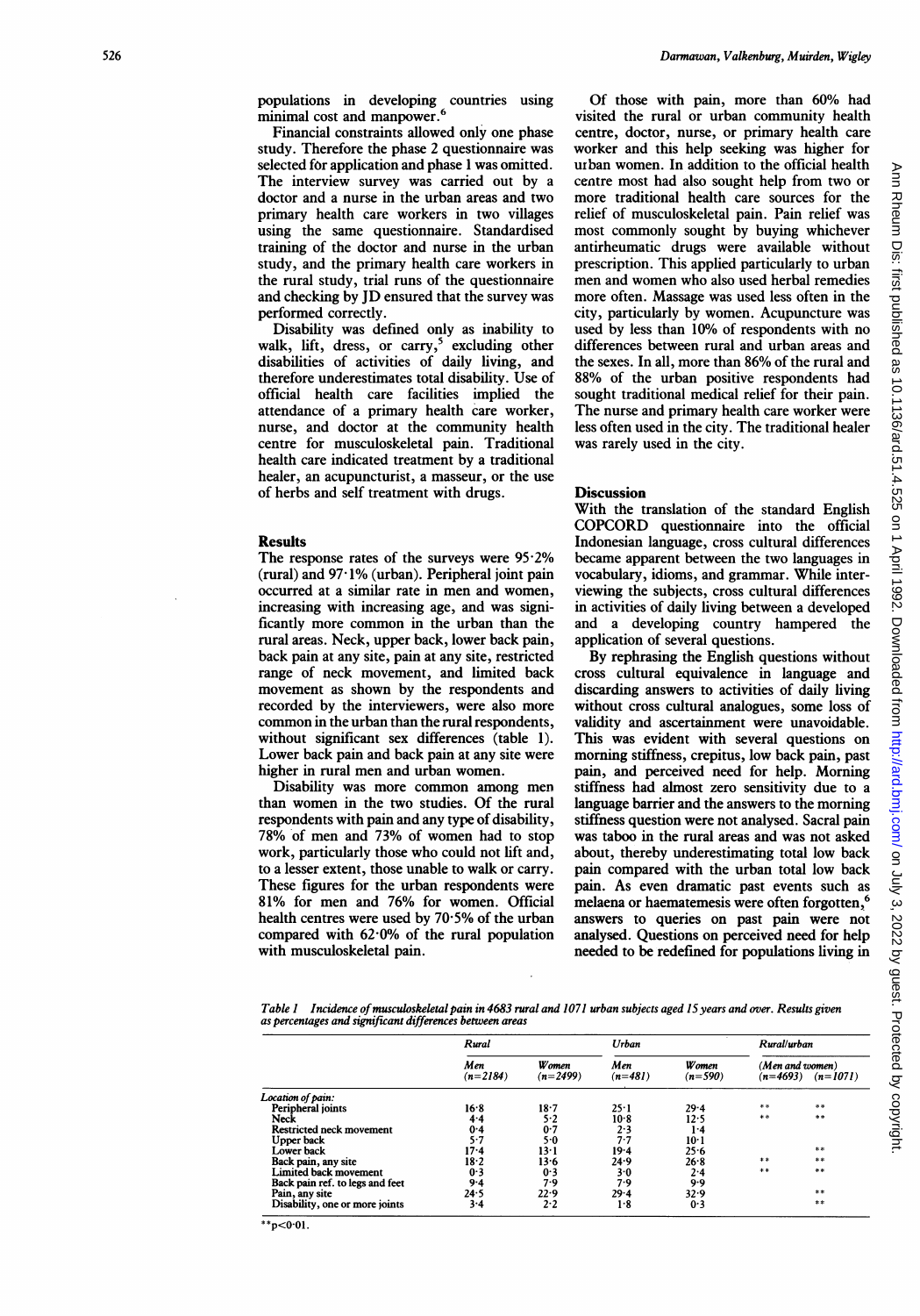populations in developing countries using minimal cost and manpower.[6]

Financial constraints allowed only one phase study. Therefore the phase 2 questionnaire was selected for application and phase 1 was omitted. The interview survey was carried out by a doctor and a nurse in the urban areas and two primary health care workers in two villages using the same questionnaire. Standardised training of the doctor and nurse in the urban study, and the primary health care workers in the rural study, trial runs of the questionnaire and checking by JD ensured that the survey was performed correctly.

Disability was defined only as inability to walk, lift, dress, or carry,[5] excluding other disabilities of activities of daily living, and therefore underestimates total disability. Use of official health care facilities implied the attendance of a primary health care worker, nurse, and doctor at the community health centre for musculoskeletal pain. Traditional health care indicated treatment by a traditional healer, an acupuncturist, a masseur, or the use of herbs and self treatment with drugs.

## Results

The response rates of the surveys were 95·2% (rural) and 97·1% (urban). Peripheral joint pain occurred at a similar rate in men and women, increasing with increasing age, and was significantly more common in the urban than the rural areas. Neck, upper back, lower back pain, back pain at any site, pain at any site, restricted range of neck movement, and limited back movement as shown by the respondents and recorded by the interviewers, were also more common in the urban than the rural respondents, without significant sex differences (table 1). Lower back pain and back pain at any site were higher in rural men and urban women.

Disability was more common among men than women in the two studies. Of the rural respondents with pain and any type of disability, 78% of men and 73% of women had to stop work, particularly those who could not lift and, to a lesser extent, those unable to walk or carry. These figures for the urban respondents were 81% for men and 76% for women. Official health centres were used by 70·5% of the urban compared with 62·0% of the rural population with musculoskeletal pain.

Of those with pain, more than 60% had visited the rural or urban community health centre, doctor, nurse, or primary health care worker and this help seeking was higher for urban women. In addition to the official health centre most had also sought help from two or more traditional health care sources for the relief of musculoskeletal pain. Pain relief was most commonly sought by buying whichever antirheumatic drugs were available without prescription. This applied particularly to urban men and women who also used herbal remedies more often. Massage was used less often in the city, particularly by women. Acupuncture was used by less than 10% of respondents with no differences between rural and urban areas and the sexes. In all, more than 86% of the rural and 88% of the urban positive respondents had sought traditional medical relief for their pain. The nurse and primary health care worker were less often used in the city. The traditional healer was rarely used in the city.

## Discussion

With the translation of the standard English COPCORD questionnaire into the official Indonesian language, cross cultural differences became apparent between the two languages in vocabulary, idioms, and grammar. While interviewing the subjects, cross cultural differences in activities of daily living between a developed and a developing country hampered the application of several questions.

By rephrasing the English questions without cross cultural equivalence in language and discarding answers to activities of daily living without cross cultural analogues, some loss of validity and ascertainment were unavoidable. This was evident with several questions on morning stiffness, crepitus, low back pain, past pain, and perceived need for help. Morning stiffness had almost zero sensitivity due to a language barrier and the answers to the morning stiffness question were not analysed. Sacral pain was taboo in the rural areas and was not asked about, thereby underestimating total low back pain compared with the urban total low back pain. As even dramatic past events such as melaena or haematemesis were often forgotten,[6] answers to queries on past pain were not analysed. Questions on perceived need for help needed to be redefined for populations living in

*Table 1 Incidence of musculoskeletal pain in 4683 rural and 1071 urban subjects aged 15 years and over. Results given as percentages and significant differences between areas*

| | Rural | | Urban | | Rural/urban | |
|---|---|---|---|---|---|---|
| | Men (n=2184) | Women (n=2499) | Men (n=481) | Women (n=590) | (Men and women) (n=4693) | (n=1071) |
| *Location of pain:* | | | | | | |
| Peripheral joints | 16·8 | 18·7 | 25·1 | 29·4 | ** | ** |
| Neck | 4·4 | 5·2 | 10·8 | 12·5 | ** | ** |
| Restricted neck movement | 0·4 | 0·7 | 2·3 | 1·4 | | |
| Upper back | 5·7 | 5·0 | 7·7 | 10·1 | | |
| Lower back | 17·4 | 13·1 | 19·4 | 25·6 | | ** |
| Back pain, any site | 18·2 | 13·6 | 24·9 | 26·8 | ** | ** |
| Limited back movement | 0·3 | 0·3 | 3·0 | 2·4 | ** | ** |
| Back pain ref. to legs and feet | 9·4 | 7·9 | 7·9 | 9·9 | | |
| Pain, any site | 24·5 | 22·9 | 29·4 | 32·9 | | ** |
| Disability, one or more joints | 3·4 | 2·2 | 1·8 | 0·3 | | ** |

**$p<0·01$.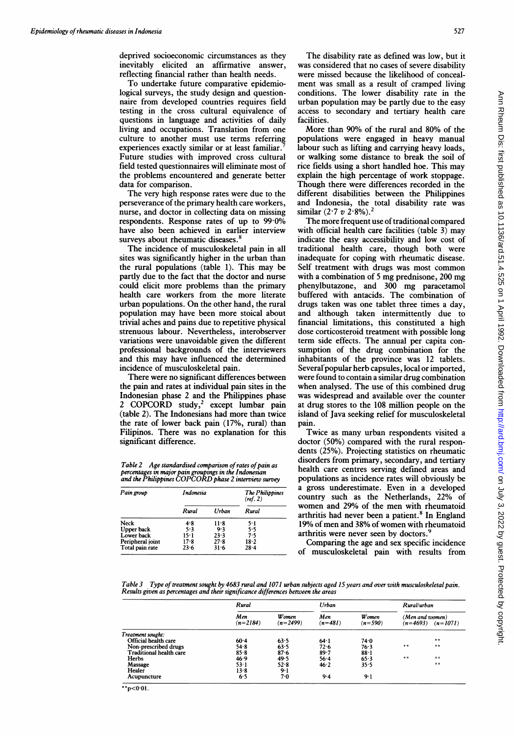deprived socioeconomic circumstances as they inevitably elicited an affirmative answer, reflecting financial rather than health needs.

To undertake future comparative epidemiological surveys, the study design and questionnaire from developed countries requires field testing in the cross cultural equivalence of questions in language and activities of daily living and occupations. Translation from one culture to another must use terms referring experiences exactly similar or at least familiar.[7] Future studies with improved cross cultural field tested questionnaires will eliminate most of the problems encountered and generate better data for comparison.

The very high response rates were due to the perseverance of the primary health care workers, nurse, and doctor in collecting data on missing respondents. Response rates of up to 99·0% have also been achieved in earlier interview surveys about rheumatic diseases.[8]

The incidence of musculoskeletal pain in all sites was significantly higher in the urban than the rural populations (table 1). This may be partly due to the fact that the doctor and nurse could elicit more problems than the primary health care workers from the more literate urban populations. On the other hand, the rural population may have been more stoical about trivial aches and pains due to repetitive physical strenuous labour. Nevertheless, interobserver variations were unavoidable given the different professional backgrounds of the interviewers and this may have influenced the determined incidence of musculoskeletal pain.

There were no significant differences between the pain and rates at individual pain sites in the Indonesian phase 2 and the Philippines phase 2 COPCORD study,[2] except lumbar pain (table 2). The Indonesians had more than twice the rate of lower back pain (17%, rural) than Filipinos. There was no explanation for this significant difference.

*Table 2 Age standardised comparison of rates of pain as percentages in major pain groupings in the Indonesian and the Philippines COPCORD phase 2 interview survey*

| Pain group | Indonesia | | The Philippines (ref. 2) |
|---|---|---|---|
| | Rural | Urban | Rural |
| Neck | 4·8 | 11·8 | 5·1 |
| Upper back | 5·3 | 9·3 | 5·5 |
| Lower back | 15·1 | 23·3 | 7·5 |
| Peripheral joint | 17·8 | 27·8 | 18·2 |
| Total pain rate | 23·6 | 31·6 | 28·4 |

The disability rate as defined was low, but it was considered that no cases of severe disability were missed because the likelihood of concealment was small as a result of cramped living conditions. The lower disability rate in the urban population may be partly due to the easy access to secondary and tertiary health care facilities.

More than 90% of the rural and 80% of the populations were engaged in heavy manual labour such as lifting and carrying heavy loads, or walking some distance to break the soil of rice fields using a short handled hoe. This may explain the high percentage of work stoppage. Though there were differences recorded in the different disabilities between the Philippines and Indonesia, the total disability rate was similar (2·7 *v* 2·8%).[2]

The more frequent use of traditional compared with official health care facilities (table 3) may indicate the easy accessibility and low cost of traditional health care, though both were inadequate for coping with rheumatic disease. Self treatment with drugs was most common with a combination of 5 mg prednisone, 200 mg phenylbutazone, and 300 mg paracetamol buffered with antacids. The combination of drugs taken was one tablet three times a day, and although taken intermittently due to financial limitations, this constituted a high dose corticosteroid treatment with possible long term side effects. The annual per capita consumption of the drug combination for the inhabitants of the province was 12 tablets. Several popular herb capsules, local or imported, were found to contain a similar drug combination when analysed. The use of this combined drug was widespread and available over the counter at drug stores to the 108 million people on the island of Java seeking relief for musculoskeletal pain.

Twice as many urban respondents visited a doctor (50%) compared with the rural respondents (25%). Projecting statistics on rheumatic disorders from primary, secondary, and tertiary health care centres serving defined areas and populations as incidence rates will obviously be a gross underestimate. Even in a developed country such as the Netherlands, 22% of women and 29% of the men with rheumatoid arthritis had never been a patient.[8] In England 19% of men and 38% of women with rheumatoid arthritis were never seen by doctors.[9]

Comparing the age and sex specific incidence of musculoskeletal pain with results from

*Table 3 Type of treatment sought by 4683 rural and 1071 urban subjects aged 15 years and over with musculoskeletal pain. Results given as percentages and their significance differences between the areas*

| | Rural | | Urban | | Rural/urban (Men and women) | |
|---|---|---|---|---|---|---|
| | Men (n=2184) | Women (n=2499) | Men (n=481) | Women (n=590) | (n=4693) | (n=1071) |
| *Treatment sought:* | | | | | | |
| Official health care | 60·4 | 63·5 | 64·1 | 74·0 | | ** |
| Non-prescribed drugs | 54·8 | 63·5 | 72·6 | 76·3 | ** | ** |
| Traditional health care | 85·8 | 87·6 | 89·7 | 88·1 | | |
| Herbs | 46·9 | 49·5 | 56·4 | 65·3 | ** | ** |
| Massage | 53·1 | 52·8 | 46·2 | 35·5 | | ** |
| Healer | 13·8 | 9·1 | | | | |
| Acupuncture | 6·5 | 7·0 | 9·4 | 9·1 | | |

$^{**}p<0·01$.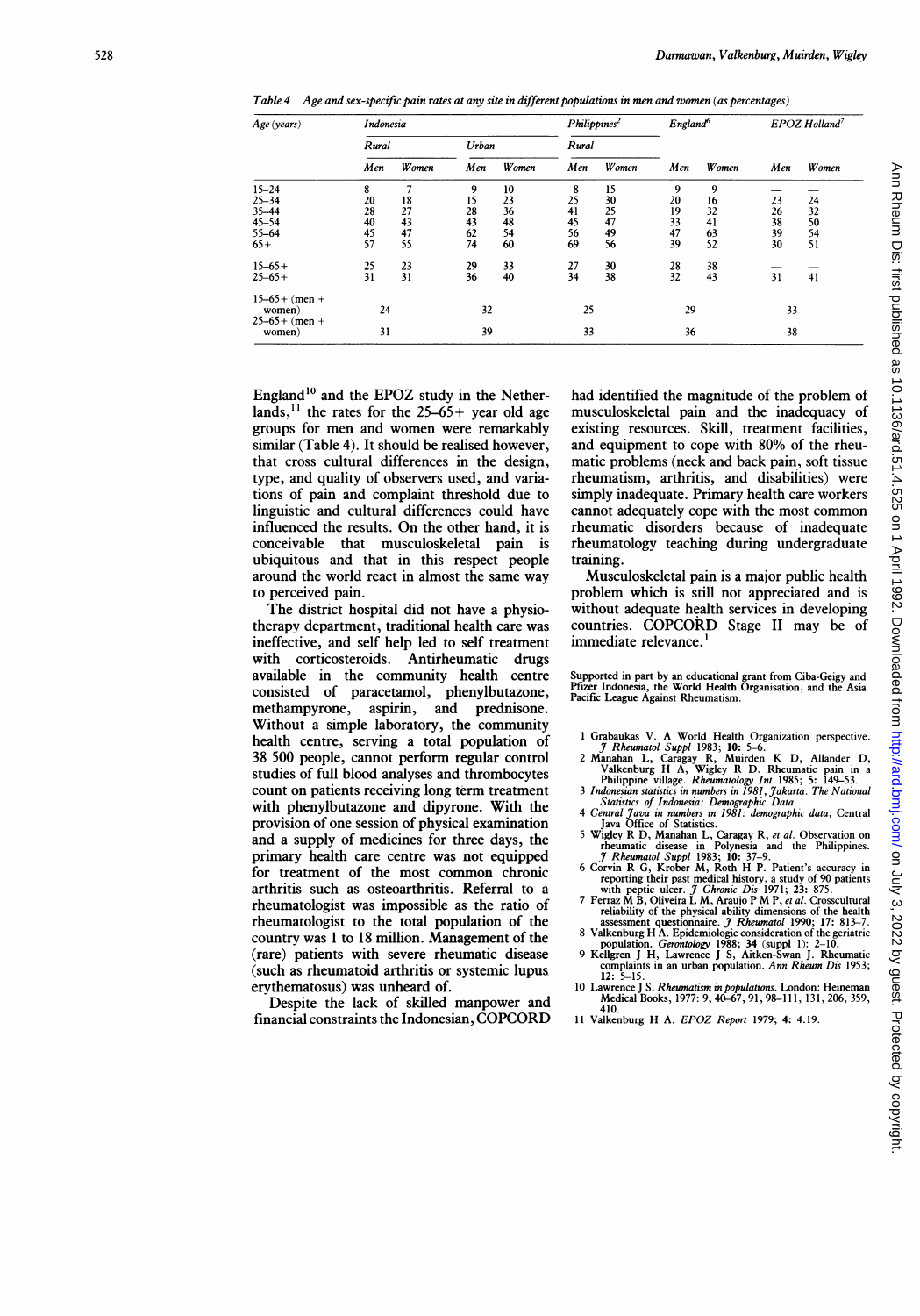Table 4 *Age and sex-specific pain rates at any site in different populations in men and women (as percentages)*

| Age (years) | Indonesia | | | | Philippines[2] | | England[6] | | EPOZ Holland[7] | |
|---|---|---|---|---|---|---|---|---|---|---|
| | Rural | | Urban | | Rural | | | | | |
| | Men | Women | Men | Women | Men | Women | Men | Women | Men | Women |
| 15–24 | 8 | 7 | 9 | 10 | 8 | 15 | 9 | 9 | — | — |
| 25–34 | 20 | 18 | 15 | 23 | 25 | 30 | 20 | 16 | 23 | 24 |
| 35–44 | 28 | 27 | 28 | 36 | 41 | 25 | 19 | 32 | 26 | 32 |
| 45–54 | 40 | 43 | 43 | 48 | 45 | 47 | 33 | 41 | 38 | 50 |
| 55–64 | 45 | 47 | 62 | 54 | 56 | 49 | 47 | 63 | 39 | 54 |
| 65+ | 57 | 55 | 74 | 60 | 69 | 56 | 39 | 52 | 30 | 51 |
| 15–65+ | 25 | 23 | 29 | 33 | 27 | 30 | 28 | 38 | — | — |
| 25–65+ | 31 | 31 | 36 | 40 | 34 | 38 | 32 | 43 | 31 | 41 |
| 15–65+ (men + women) | 24 | | 32 | | 25 | | 29 | | 33 | |
| 25–65+ (men + women) | 31 | | 39 | | 33 | | 36 | | 38 | |

England[10] and the EPOZ study in the Netherlands,[11] the rates for the 25–65+ year old age groups for men and women were remarkably similar (Table 4). It should be realised however, that cross cultural differences in the design, type, and quality of observers used, and variations of pain and complaint threshold due to linguistic and cultural differences could have influenced the results. On the other hand, it is conceivable that musculoskeletal pain is ubiquitous and that in this respect people around the world react in almost the same way to perceived pain.

The district hospital did not have a physiotherapy department, traditional health care was ineffective, and self help led to self treatment with corticosteroids. Antirheumatic drugs available in the community health centre consisted of paracetamol, phenylbutazone, methampyrone, aspirin, and prednisone. Without a simple laboratory, the community health centre, serving a total population of 38 500 people, cannot perform regular control studies of full blood analyses and thrombocytes count on patients receiving long term treatment with phenylbutazone and dipyrone. With the provision of one session of physical examination and a supply of medicines for three days, the primary health care centre was not equipped for treatment of the most common chronic arthritis such as osteoarthritis. Referral to a rheumatologist was impossible as the ratio of rheumatologist to the total population of the country was 1 to 18 million. Management of the (rare) patients with severe rheumatic disease (such as rheumatoid arthritis or systemic lupus erythematosus) was unheard of.

Despite the lack of skilled manpower and financial constraints the Indonesian, COPCORD had identified the magnitude of the problem of musculoskeletal pain and the inadequacy of existing resources. Skill, treatment facilities, and equipment to cope with 80% of the rheumatic problems (neck and back pain, soft tissue rheumatism, arthritis, and disabilities) were simply inadequate. Primary health care workers cannot adequately cope with the most common rheumatic disorders because of inadequate rheumatology teaching during undergraduate training.

Musculoskeletal pain is a major public health problem which is still not appreciated and is without adequate health services in developing countries. COPCORD Stage II may be of immediate relevance.[1]

Supported in part by an educational grant from Ciba-Geigy and Pfizer Indonesia, the World Health Organisation, and the Asia Pacific League Against Rheumatism.

1 Grabaukas V. A World Health Organization perspective. *J Rheumatol Suppl* 1983; **10**: 5–6.
2 Manahan L, Caragay R, Muirden K D, Allander D, Valkenburg H A, Wigley R D. Rheumatic pain in a Philippine village. *Rheumatology Int* 1985; **5**: 149–53.
3 *Indonesian statistics in numbers in 1981, Jakarta. The National Statistics of Indonesia: Demographic Data.*
4 *Central Java in numbers in 1981: demographic data*, Central Java Office of Statistics.
5 Wigley R D, Manahan L, Caragay R, *et al.* Observation on rheumatic disease in Polynesia and the Philippines. *J Rheumatol Suppl* 1983; **10**: 37–9.
6 Corvin R G, Krober M, Roth H P. Patient's accuracy in reporting their past medical history, a study of 90 patients with peptic ulcer. *J Chronic Dis* 1971; **23**: 875.
7 Ferraz M B, Oliveira L M, Araujo P M P, *et al.* Crosscultural reliability of the physical ability dimensions of the health assessment questionnaire. *J Rheumatol* 1990; **17**: 813–7.
8 Valkenburg H A. Epidemiologic consideration of the geriatric population. *Gerontology* 1988; **34** (suppl 1): 2–10.
9 Kellgren J H, Lawrence J S, Aitken-Swan J. Rheumatic complaints in an urban population. *Ann Rheum Dis* 1953; **12**: 5–15.
10 Lawrence J S. *Rheumatism in populations*. London: Heineman Medical Books, 1977: 9, 40–67, 91, 98–111, 131, 206, 359, 410.
11 Valkenburg H A. *EPOZ Report* 1979; **4**: 4.19.